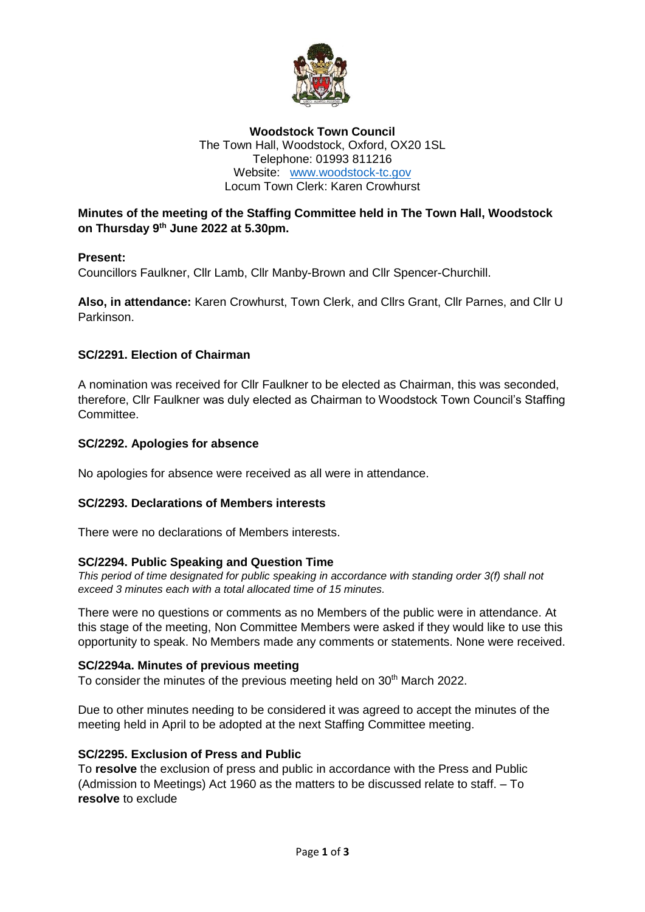**Woodstock Town Council**
The Town Hall, Woodstock, Oxford, OX20 1SL
Telephone: 01993 811216
Website: www.woodstock-tc.gov
Locum Town Clerk: Karen Crowhurst

**Minutes of the meeting of the Staffing Committee held in The Town Hall, Woodstock on Thursday 9th June 2022 at 5.30pm.**

**Present:**
Councillors Faulkner, Cllr Lamb, Cllr Manby-Brown and Cllr Spencer-Churchill.

**Also, in attendance:** Karen Crowhurst, Town Clerk, and Cllrs Grant, Cllr Parnes, and Cllr U Parkinson.

## SC/2291. Election of Chairman

A nomination was received for Cllr Faulkner to be elected as Chairman, this was seconded, therefore, Cllr Faulkner was duly elected as Chairman to Woodstock Town Council's Staffing Committee.

## SC/2292. Apologies for absence

No apologies for absence were received as all were in attendance.

## SC/2293. Declarations of Members interests

There were no declarations of Members interests.

## SC/2294. Public Speaking and Question Time

*This period of time designated for public speaking in accordance with standing order 3(f) shall not exceed 3 minutes each with a total allocated time of 15 minutes.*

There were no questions or comments as no Members of the public were in attendance. At this stage of the meeting, Non Committee Members were asked if they would like to use this opportunity to speak. No Members made any comments or statements. None were received.

## SC/2294a. Minutes of previous meeting

To consider the minutes of the previous meeting held on 30th March 2022.

Due to other minutes needing to be considered it was agreed to accept the minutes of the meeting held in April to be adopted at the next Staffing Committee meeting.

## SC/2295. Exclusion of Press and Public

To **resolve** the exclusion of press and public in accordance with the Press and Public (Admission to Meetings) Act 1960 as the matters to be discussed relate to staff. – To **resolve** to exclude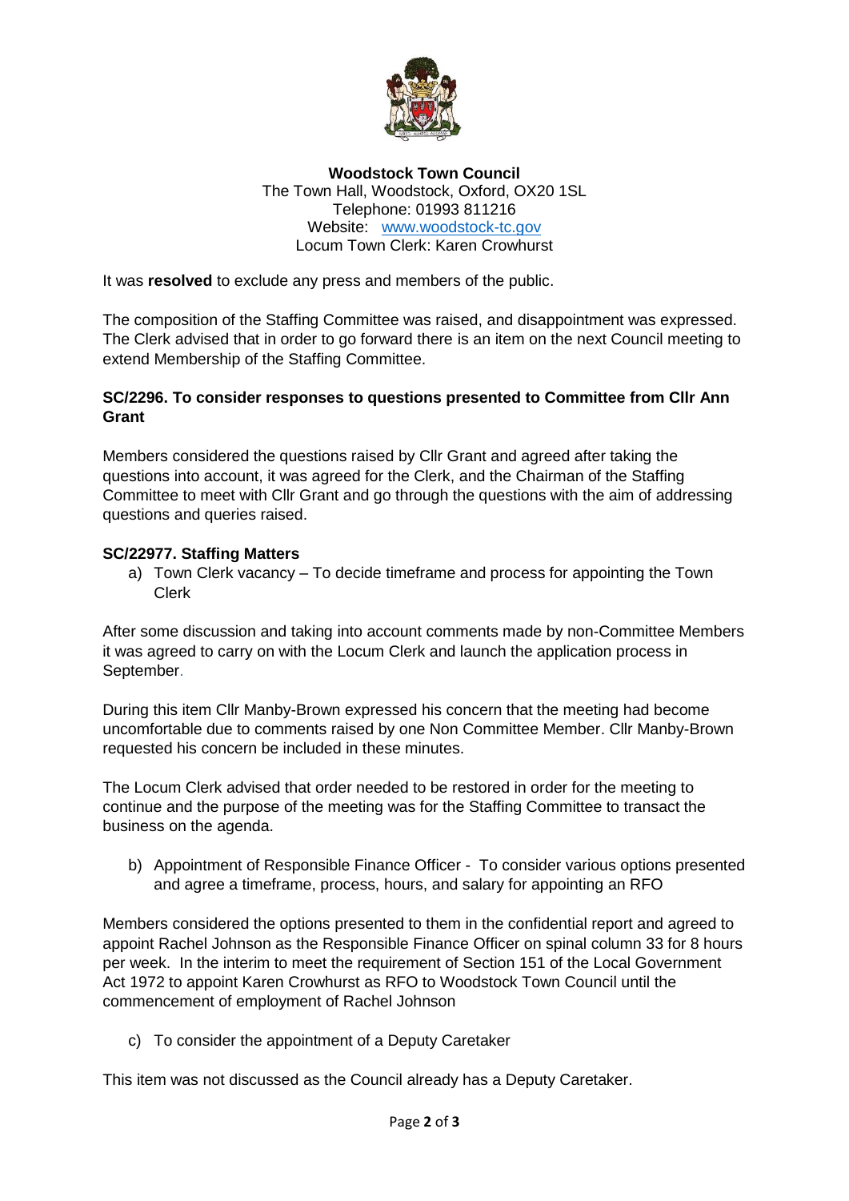**Woodstock Town Council**
The Town Hall, Woodstock, Oxford, OX20 1SL
Telephone: 01993 811216
Website: www.woodstock-tc.gov
Locum Town Clerk: Karen Crowhurst

It was **resolved** to exclude any press and members of the public.

The composition of the Staffing Committee was raised, and disappointment was expressed. The Clerk advised that in order to go forward there is an item on the next Council meeting to extend Membership of the Staffing Committee.

**SC/2296. To consider responses to questions presented to Committee from Cllr Ann Grant**

Members considered the questions raised by Cllr Grant and agreed after taking the questions into account, it was agreed for the Clerk, and the Chairman of the Staffing Committee to meet with Cllr Grant and go through the questions with the aim of addressing questions and queries raised.

**SC/22977. Staffing Matters**

a) Town Clerk vacancy – To decide timeframe and process for appointing the Town Clerk

After some discussion and taking into account comments made by non-Committee Members it was agreed to carry on with the Locum Clerk and launch the application process in September.

During this item Cllr Manby-Brown expressed his concern that the meeting had become uncomfortable due to comments raised by one Non Committee Member. Cllr Manby-Brown requested his concern be included in these minutes.

The Locum Clerk advised that order needed to be restored in order for the meeting to continue and the purpose of the meeting was for the Staffing Committee to transact the business on the agenda.

b) Appointment of Responsible Finance Officer - To consider various options presented and agree a timeframe, process, hours, and salary for appointing an RFO

Members considered the options presented to them in the confidential report and agreed to appoint Rachel Johnson as the Responsible Finance Officer on spinal column 33 for 8 hours per week. In the interim to meet the requirement of Section 151 of the Local Government Act 1972 to appoint Karen Crowhurst as RFO to Woodstock Town Council until the commencement of employment of Rachel Johnson

c) To consider the appointment of a Deputy Caretaker

This item was not discussed as the Council already has a Deputy Caretaker.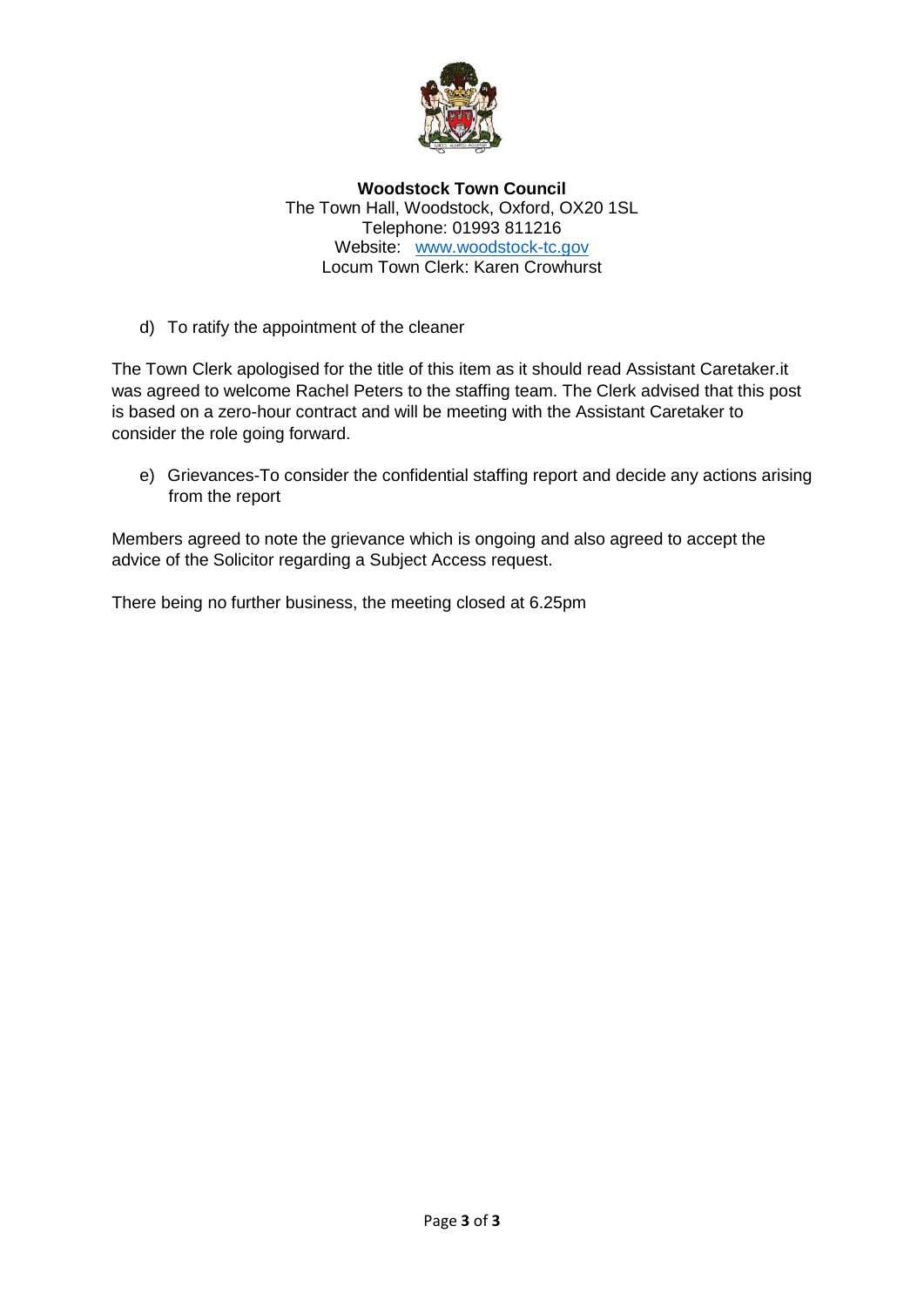**Woodstock Town Council**
The Town Hall, Woodstock, Oxford, OX20 1SL
Telephone: 01993 811216
Website: [www.woodstock-tc.gov](www.woodstock-tc.gov)
Locum Town Clerk: Karen Crowhurst

d) To ratify the appointment of the cleaner

The Town Clerk apologised for the title of this item as it should read Assistant Caretaker.it was agreed to welcome Rachel Peters to the staffing team. The Clerk advised that this post is based on a zero-hour contract and will be meeting with the Assistant Caretaker to consider the role going forward.

e) Grievances-To consider the confidential staffing report and decide any actions arising from the report

Members agreed to note the grievance which is ongoing and also agreed to accept the advice of the Solicitor regarding a Subject Access request.

There being no further business, the meeting closed at 6.25pm